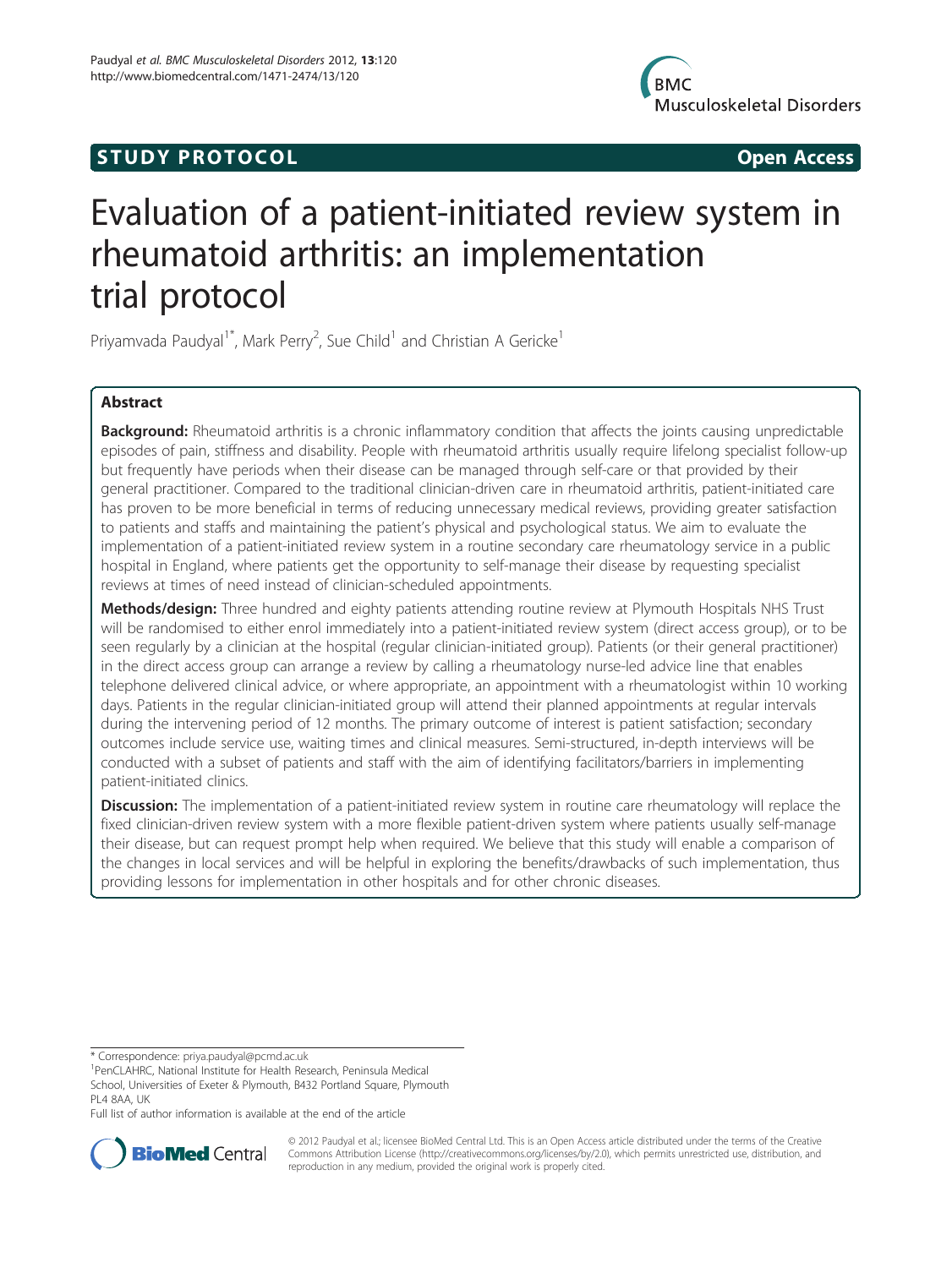STUDY PROTOCOL Open Access

# Evaluation of a patient-initiated review system in rheumatoid arthritis: an implementation trial protocol

Priyamvada Paudyal[1*], Mark Perry[2], Sue Child[1] and Christian A Gericke[1]

## Abstract

**Background:** Rheumatoid arthritis is a chronic inflammatory condition that affects the joints causing unpredictable episodes of pain, stiffness and disability. People with rheumatoid arthritis usually require lifelong specialist follow-up but frequently have periods when their disease can be managed through self-care or that provided by their general practitioner. Compared to the traditional clinician-driven care in rheumatoid arthritis, patient-initiated care has proven to be more beneficial in terms of reducing unnecessary medical reviews, providing greater satisfaction to patients and staffs and maintaining the patient's physical and psychological status. We aim to evaluate the implementation of a patient-initiated review system in a routine secondary care rheumatology service in a public hospital in England, where patients get the opportunity to self-manage their disease by requesting specialist reviews at times of need instead of clinician-scheduled appointments.

**Methods/design:** Three hundred and eighty patients attending routine review at Plymouth Hospitals NHS Trust will be randomised to either enrol immediately into a patient-initiated review system (direct access group), or to be seen regularly by a clinician at the hospital (regular clinician-initiated group). Patients (or their general practitioner) in the direct access group can arrange a review by calling a rheumatology nurse-led advice line that enables telephone delivered clinical advice, or where appropriate, an appointment with a rheumatologist within 10 working days. Patients in the regular clinician-initiated group will attend their planned appointments at regular intervals during the intervening period of 12 months. The primary outcome of interest is patient satisfaction; secondary outcomes include service use, waiting times and clinical measures. Semi-structured, in-depth interviews will be conducted with a subset of patients and staff with the aim of identifying facilitators/barriers in implementing patient-initiated clinics.

**Discussion:** The implementation of a patient-initiated review system in routine care rheumatology will replace the fixed clinician-driven review system with a more flexible patient-driven system where patients usually self-manage their disease, but can request prompt help when required. We believe that this study will enable a comparison of the changes in local services and will be helpful in exploring the benefits/drawbacks of such implementation, thus providing lessons for implementation in other hospitals and for other chronic diseases.

---

\* Correspondence: priya.paudyal@pcmd.ac.uk

[1]PenCLAHRC, National Institute for Health Research, Peninsula Medical School, Universities of Exeter & Plymouth, B432 Portland Square, Plymouth PL4 8AA, UK

Full list of author information is available at the end of the article

© 2012 Paudyal et al.; licensee BioMed Central Ltd. This is an Open Access article distributed under the terms of the Creative Commons Attribution License (http://creativecommons.org/licenses/by/2.0), which permits unrestricted use, distribution, and reproduction in any medium, provided the original work is properly cited.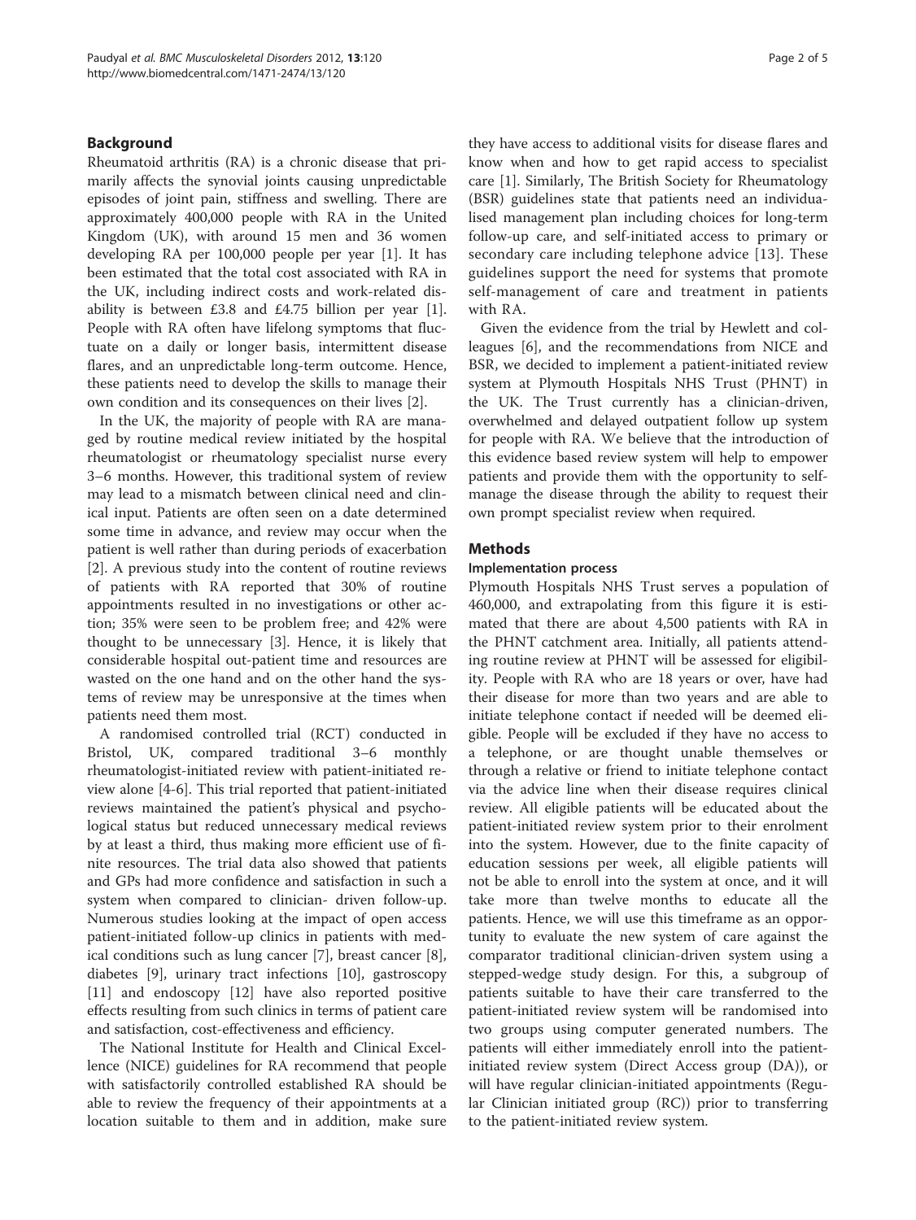## Background

Rheumatoid arthritis (RA) is a chronic disease that primarily affects the synovial joints causing unpredictable episodes of joint pain, stiffness and swelling. There are approximately 400,000 people with RA in the United Kingdom (UK), with around 15 men and 36 women developing RA per 100,000 people per year [1]. It has been estimated that the total cost associated with RA in the UK, including indirect costs and work-related disability is between £3.8 and £4.75 billion per year [1]. People with RA often have lifelong symptoms that fluctuate on a daily or longer basis, intermittent disease flares, and an unpredictable long-term outcome. Hence, these patients need to develop the skills to manage their own condition and its consequences on their lives [2].

In the UK, the majority of people with RA are managed by routine medical review initiated by the hospital rheumatologist or rheumatology specialist nurse every 3–6 months. However, this traditional system of review may lead to a mismatch between clinical need and clinical input. Patients are often seen on a date determined some time in advance, and review may occur when the patient is well rather than during periods of exacerbation [2]. A previous study into the content of routine reviews of patients with RA reported that 30% of routine appointments resulted in no investigations or other action; 35% were seen to be problem free; and 42% were thought to be unnecessary [3]. Hence, it is likely that considerable hospital out-patient time and resources are wasted on the one hand and on the other hand the systems of review may be unresponsive at the times when patients need them most.

A randomised controlled trial (RCT) conducted in Bristol, UK, compared traditional 3–6 monthly rheumatologist-initiated review with patient-initiated review alone [4-6]. This trial reported that patient-initiated reviews maintained the patient's physical and psychological status but reduced unnecessary medical reviews by at least a third, thus making more efficient use of finite resources. The trial data also showed that patients and GPs had more confidence and satisfaction in such a system when compared to clinician- driven follow-up. Numerous studies looking at the impact of open access patient-initiated follow-up clinics in patients with medical conditions such as lung cancer [7], breast cancer [8], diabetes [9], urinary tract infections [10], gastroscopy [11] and endoscopy [12] have also reported positive effects resulting from such clinics in terms of patient care and satisfaction, cost-effectiveness and efficiency.

The National Institute for Health and Clinical Excellence (NICE) guidelines for RA recommend that people with satisfactorily controlled established RA should be able to review the frequency of their appointments at a location suitable to them and in addition, make sure they have access to additional visits for disease flares and know when and how to get rapid access to specialist care [1]. Similarly, The British Society for Rheumatology (BSR) guidelines state that patients need an individualised management plan including choices for long-term follow-up care, and self-initiated access to primary or secondary care including telephone advice [13]. These guidelines support the need for systems that promote self-management of care and treatment in patients with RA.

Given the evidence from the trial by Hewlett and colleagues [6], and the recommendations from NICE and BSR, we decided to implement a patient-initiated review system at Plymouth Hospitals NHS Trust (PHNT) in the UK. The Trust currently has a clinician-driven, overwhelmed and delayed outpatient follow up system for people with RA. We believe that the introduction of this evidence based review system will help to empower patients and provide them with the opportunity to self-manage the disease through the ability to request their own prompt specialist review when required.

## Methods

### Implementation process

Plymouth Hospitals NHS Trust serves a population of 460,000, and extrapolating from this figure it is estimated that there are about 4,500 patients with RA in the PHNT catchment area. Initially, all patients attending routine review at PHNT will be assessed for eligibility. People with RA who are 18 years or over, have had their disease for more than two years and are able to initiate telephone contact if needed will be deemed eligible. People will be excluded if they have no access to a telephone, or are thought unable themselves or through a relative or friend to initiate telephone contact via the advice line when their disease requires clinical review. All eligible patients will be educated about the patient-initiated review system prior to their enrolment into the system. However, due to the finite capacity of education sessions per week, all eligible patients will not be able to enroll into the system at once, and it will take more than twelve months to educate all the patients. Hence, we will use this timeframe as an opportunity to evaluate the new system of care against the comparator traditional clinician-driven system using a stepped-wedge study design. For this, a subgroup of patients suitable to have their care transferred to the patient-initiated review system will be randomised into two groups using computer generated numbers. The patients will either immediately enroll into the patient-initiated review system (Direct Access group (DA)), or will have regular clinician-initiated appointments (Regular Clinician initiated group (RC)) prior to transferring to the patient-initiated review system.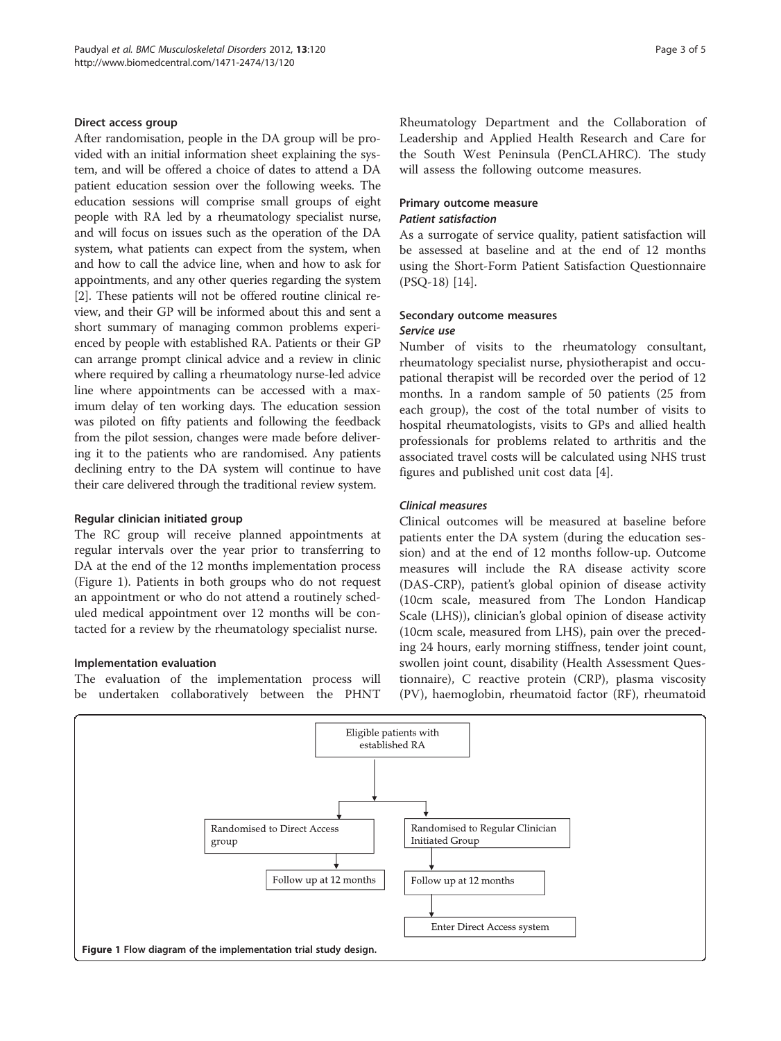### Direct access group

After randomisation, people in the DA group will be provided with an initial information sheet explaining the system, and will be offered a choice of dates to attend a DA patient education session over the following weeks. The education sessions will comprise small groups of eight people with RA led by a rheumatology specialist nurse, and will focus on issues such as the operation of the DA system, what patients can expect from the system, when and how to call the advice line, when and how to ask for appointments, and any other queries regarding the system [2]. These patients will not be offered routine clinical review, and their GP will be informed about this and sent a short summary of managing common problems experienced by people with established RA. Patients or their GP can arrange prompt clinical advice and a review in clinic where required by calling a rheumatology nurse-led advice line where appointments can be accessed with a maximum delay of ten working days. The education session was piloted on fifty patients and following the feedback from the pilot session, changes were made before delivering it to the patients who are randomised. Any patients declining entry to the DA system will continue to have their care delivered through the traditional review system.

### Regular clinician initiated group

The RC group will receive planned appointments at regular intervals over the year prior to transferring to DA at the end of the 12 months implementation process (Figure 1). Patients in both groups who do not request an appointment or who do not attend a routinely scheduled medical appointment over 12 months will be contacted for a review by the rheumatology specialist nurse.

### Implementation evaluation

The evaluation of the implementation process will be undertaken collaboratively between the PHNT Rheumatology Department and the Collaboration of Leadership and Applied Health Research and Care for the South West Peninsula (PenCLAHRC). The study will assess the following outcome measures.

### Primary outcome measure

#### *Patient satisfaction*

As a surrogate of service quality, patient satisfaction will be assessed at baseline and at the end of 12 months using the Short-Form Patient Satisfaction Questionnaire (PSQ-18) [14].

### Secondary outcome measures

#### *Service use*

Number of visits to the rheumatology consultant, rheumatology specialist nurse, physiotherapist and occupational therapist will be recorded over the period of 12 months. In a random sample of 50 patients (25 from each group), the cost of the total number of visits to hospital rheumatologists, visits to GPs and allied health professionals for problems related to arthritis and the associated travel costs will be calculated using NHS trust figures and published unit cost data [4].

#### *Clinical measures*

Clinical outcomes will be measured at baseline before patients enter the DA system (during the education session) and at the end of 12 months follow-up. Outcome measures will include the RA disease activity score (DAS-CRP), patient's global opinion of disease activity (10cm scale, measured from The London Handicap Scale (LHS)), clinician's global opinion of disease activity (10cm scale, measured from LHS), pain over the preceding 24 hours, early morning stiffness, tender joint count, swollen joint count, disability (Health Assessment Questionnaire), C reactive protein (CRP), plasma viscosity (PV), haemoglobin, rheumatoid factor (RF), rheumatoid

```
                 Eligible patients with established RA
                                 |
              +------------------+------------------+
              |                                     |
  Randomised to Direct Access group    Randomised to Regular Clinician Initiated Group
              |                                     |
     Follow up at 12 months                Follow up at 12 months
                                                    |
                                          Enter Direct Access system
```

**Figure 1** Flow diagram of the implementation trial study design.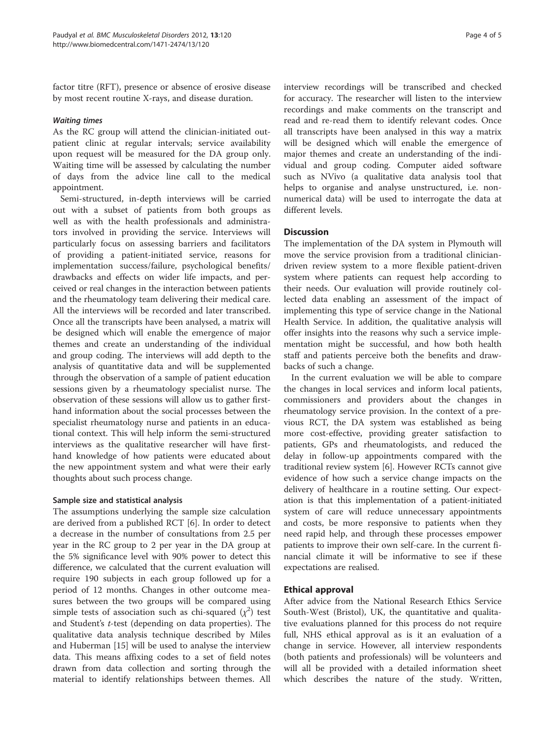factor titre (RFT), presence or absence of erosive disease by most recent routine X-rays, and disease duration.

#### *Waiting times*

As the RC group will attend the clinician-initiated outpatient clinic at regular intervals; service availability upon request will be measured for the DA group only. Waiting time will be assessed by calculating the number of days from the advice line call to the medical appointment.

Semi-structured, in-depth interviews will be carried out with a subset of patients from both groups as well as with the health professionals and administrators involved in providing the service. Interviews will particularly focus on assessing barriers and facilitators of providing a patient-initiated service, reasons for implementation success/failure, psychological benefits/drawbacks and effects on wider life impacts, and perceived or real changes in the interaction between patients and the rheumatology team delivering their medical care. All the interviews will be recorded and later transcribed. Once all the transcripts have been analysed, a matrix will be designed which will enable the emergence of major themes and create an understanding of the individual and group coding. The interviews will add depth to the analysis of quantitative data and will be supplemented through the observation of a sample of patient education sessions given by a rheumatology specialist nurse. The observation of these sessions will allow us to gather first-hand information about the social processes between the specialist rheumatology nurse and patients in an educational context. This will help inform the semi-structured interviews as the qualitative researcher will have first-hand knowledge of how patients were educated about the new appointment system and what were their early thoughts about such process change.

### Sample size and statistical analysis

The assumptions underlying the sample size calculation are derived from a published RCT [6]. In order to detect a decrease in the number of consultations from 2.5 per year in the RC group to 2 per year in the DA group at the 5% significance level with 90% power to detect this difference, we calculated that the current evaluation will require 190 subjects in each group followed up for a period of 12 months. Changes in other outcome measures between the two groups will be compared using simple tests of association such as chi-squared ($\chi^2$) test and Student's *t*-test (depending on data properties). The qualitative data analysis technique described by Miles and Huberman [15] will be used to analyse the interview data. This means affixing codes to a set of field notes drawn from data collection and sorting through the material to identify relationships between themes. All interview recordings will be transcribed and checked for accuracy. The researcher will listen to the interview recordings and make comments on the transcript and read and re-read them to identify relevant codes. Once all transcripts have been analysed in this way a matrix will be designed which will enable the emergence of major themes and create an understanding of the individual and group coding. Computer aided software such as NVivo (a qualitative data analysis tool that helps to organise and analyse unstructured, i.e. non-numerical data) will be used to interrogate the data at different levels.

## Discussion

The implementation of the DA system in Plymouth will move the service provision from a traditional clinician-driven review system to a more flexible patient-driven system where patients can request help according to their needs. Our evaluation will provide routinely collected data enabling an assessment of the impact of implementing this type of service change in the National Health Service. In addition, the qualitative analysis will offer insights into the reasons why such a service implementation might be successful, and how both health staff and patients perceive both the benefits and drawbacks of such a change.

In the current evaluation we will be able to compare the changes in local services and inform local patients, commissioners and providers about the changes in rheumatology service provision. In the context of a previous RCT, the DA system was established as being more cost-effective, providing greater satisfaction to patients, GPs and rheumatologists, and reduced the delay in follow-up appointments compared with the traditional review system [6]. However RCTs cannot give evidence of how such a service change impacts on the delivery of healthcare in a routine setting. Our expectation is that this implementation of a patient-initiated system of care will reduce unnecessary appointments and costs, be more responsive to patients when they need rapid help, and through these processes empower patients to improve their own self-care. In the current financial climate it will be informative to see if these expectations are realised.

## Ethical approval

After advice from the National Research Ethics Service South-West (Bristol), UK, the quantitative and qualitative evaluations planned for this process do not require full, NHS ethical approval as is it an evaluation of a change in service. However, all interview respondents (both patients and professionals) will be volunteers and will all be provided with a detailed information sheet which describes the nature of the study. Written,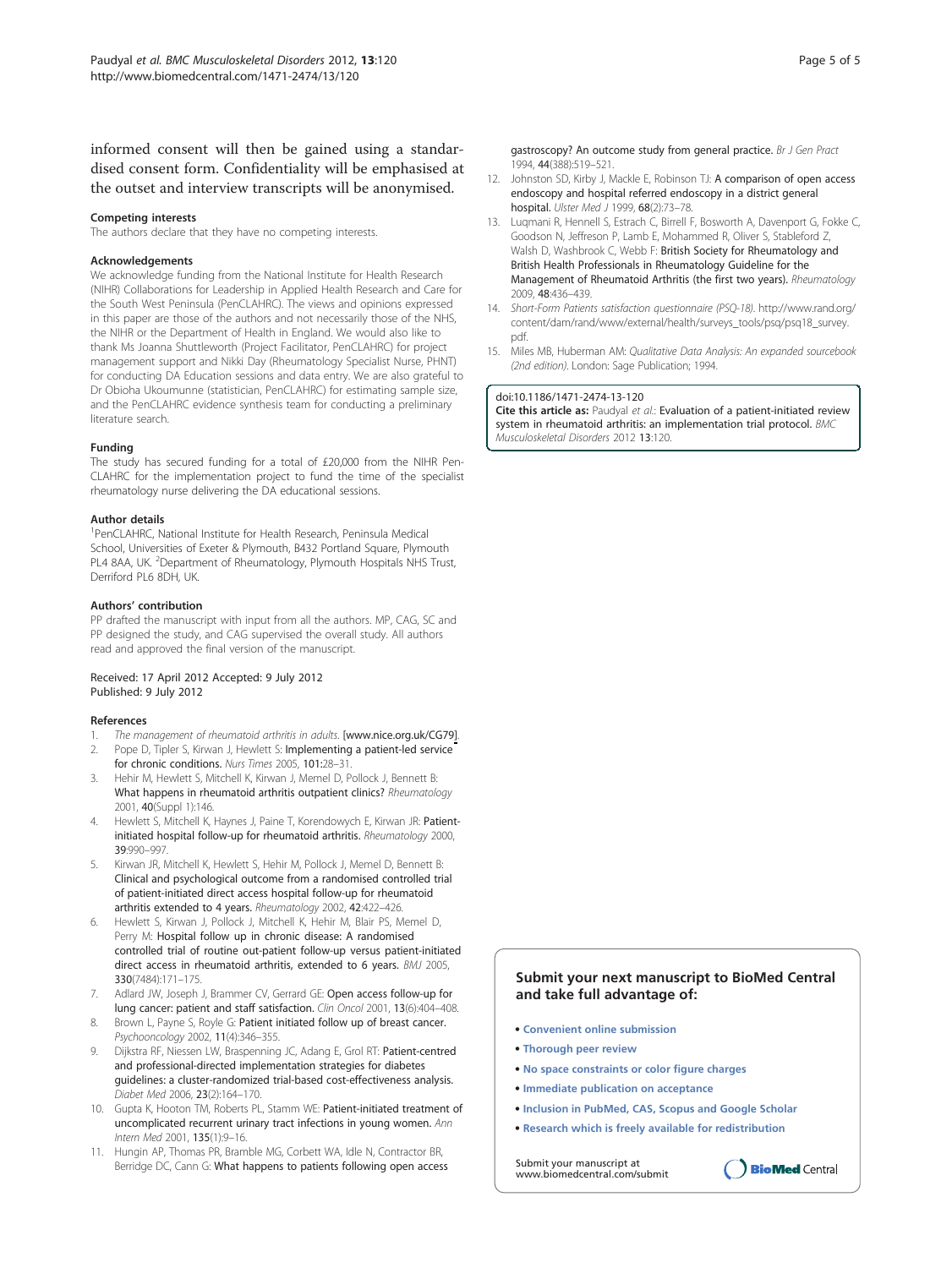informed consent will then be gained using a standardised consent form. Confidentiality will be emphasised at the outset and interview transcripts will be anonymised.

### Competing interests

The authors declare that they have no competing interests.

### Acknowledgements

We acknowledge funding from the National Institute for Health Research (NIHR) Collaborations for Leadership in Applied Health Research and Care for the South West Peninsula (PenCLAHRC). The views and opinions expressed in this paper are those of the authors and not necessarily those of the NHS, the NIHR or the Department of Health in England. We would also like to thank Ms Joanna Shuttleworth (Project Facilitator, PenCLAHRC) for project management support and Nikki Day (Rheumatology Specialist Nurse, PHNT) for conducting DA Education sessions and data entry. We are also grateful to Dr Obioha Ukoumunne (statistician, PenCLAHRC) for estimating sample size, and the PenCLAHRC evidence synthesis team for conducting a preliminary literature search.

### Funding

The study has secured funding for a total of £20,000 from the NIHR PenCLAHRC for the implementation project to fund the time of the specialist rheumatology nurse delivering the DA educational sessions.

### Author details

[1]PenCLAHRC, National Institute for Health Research, Peninsula Medical School, Universities of Exeter & Plymouth, B432 Portland Square, Plymouth PL4 8AA, UK. [2]Department of Rheumatology, Plymouth Hospitals NHS Trust, Derriford PL6 8DH, UK.

### Authors' contribution

PP drafted the manuscript with input from all the authors. MP, CAG, SC and PP designed the study, and CAG supervised the overall study. All authors read and approved the final version of the manuscript.

Received: 17 April 2012 Accepted: 9 July 2012
Published: 9 July 2012

### References

1. *The management of rheumatoid arthritis in adults*. [www.nice.org.uk/CG79].
2. Pope D, Tipler S, Kirwan J, Hewlett S: **Implementing a patient-led service for chronic conditions.** *Nurs Times* 2005, **101**:28–31.
3. Hehir M, Hewlett S, Mitchell K, Kirwan J, Memel D, Pollock J, Bennett B: **What happens in rheumatoid arthritis outpatient clinics?** *Rheumatology* 2001, **40**(Suppl 1):146.
4. Hewlett S, Mitchell K, Haynes J, Paine T, Korendowych E, Kirwan JR: **Patient-initiated hospital follow-up for rheumatoid arthritis.** *Rheumatology* 2000, **39**:990–997.
5. Kirwan JR, Mitchell K, Hewlett S, Hehir M, Pollock J, Memel D, Bennett B: **Clinical and psychological outcome from a randomised controlled trial of patient-initiated direct access hospital follow-up for rheumatoid arthritis extended to 4 years.** *Rheumatology* 2002, **42**:422–426.
6. Hewlett S, Kirwan J, Pollock J, Mitchell K, Hehir M, Blair PS, Memel D, Perry M: **Hospital follow up in chronic disease: A randomised controlled trial of routine out-patient follow-up versus patient-initiated direct access in rheumatoid arthritis, extended to 6 years.** *BMJ* 2005, **330**(7484):171–175.
7. Adlard JW, Joseph J, Brammer CV, Gerrard GE: **Open access follow-up for lung cancer: patient and staff satisfaction.** *Clin Oncol* 2001, **13**(6):404–408.
8. Brown L, Payne S, Royle G: **Patient initiated follow up of breast cancer.** *Psychooncology* 2002, **11**(4):346–355.
9. Dijkstra RF, Niessen LW, Braspenning JC, Adang E, Grol RT: **Patient-centred and professional-directed implementation strategies for diabetes guidelines: a cluster-randomized trial-based cost-effectiveness analysis.** *Diabet Med* 2006, **23**(2):164–170.
10. Gupta K, Hooton TM, Roberts PL, Stamm WE: **Patient-initiated treatment of uncomplicated recurrent urinary tract infections in young women.** *Ann Intern Med* 2001, **135**(1):9–16.
11. Hungin AP, Thomas PR, Bramble MG, Corbett WA, Idle N, Contractor BR, Berridge DC, Cann G: **What happens to patients following open access gastroscopy? An outcome study from general practice.** *Br J Gen Pract* 1994, **44**(388):519–521.
12. Johnston SD, Kirby J, Mackle E, Robinson TJ: **A comparison of open access endoscopy and hospital referred endoscopy in a district general hospital.** *Ulster Med J* 1999, **68**(2):73–78.
13. Luqmani R, Hennell S, Estrach C, Birrell F, Bosworth A, Davenport G, Fokke C, Goodson N, Jeffreson P, Lamb E, Mohammed R, Oliver S, Stableford Z, Walsh D, Washbrook C, Webb F: **British Society for Rheumatology and British Health Professionals in Rheumatology Guideline for the Management of Rheumatoid Arthritis (the first two years).** *Rheumatology* 2009, **48**:436–439.
14. *Short-Form Patients satisfaction questionnaire (PSQ-18)*. http://www.rand.org/content/dam/rand/www/external/health/surveys_tools/psq/psq18_survey.pdf.
15. Miles MB, Huberman AM: *Qualitative Data Analysis: An expanded sourcebook (2nd edition)*. London: Sage Publication; 1994.

doi:10.1186/1471-2474-13-120
**Cite this article as:** Paudyal *et al.*: Evaluation of a patient-initiated review system in rheumatoid arthritis: an implementation trial protocol. *BMC Musculoskeletal Disorders* 2012 **13**:120.

**Submit your next manuscript to BioMed Central and take full advantage of:**

- **Convenient online submission**
- **Thorough peer review**
- **No space constraints or color figure charges**
- **Immediate publication on acceptance**
- **Inclusion in PubMed, CAS, Scopus and Google Scholar**
- **Research which is freely available for redistribution**

Submit your manuscript at
www.biomedcentral.com/submit